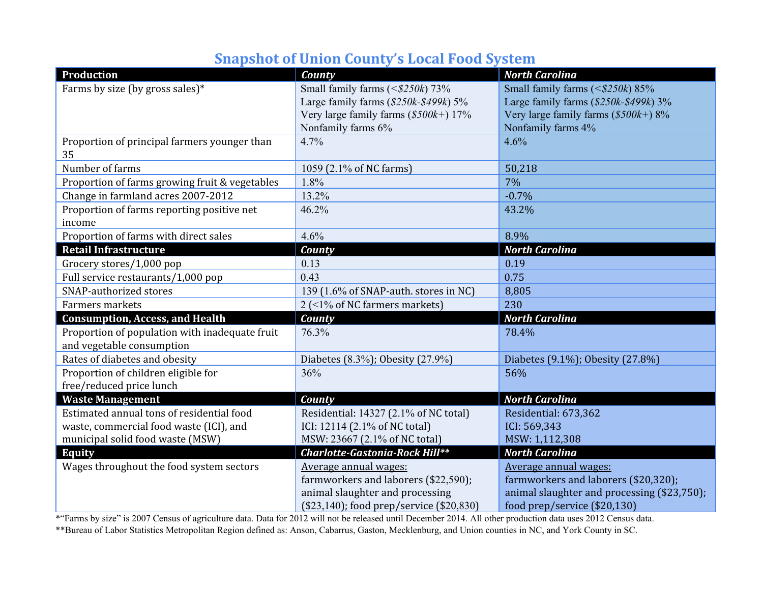# Snapshot of Union County's Local Food System

| **Production** | ***County*** | ***North Carolina*** |
|---|---|---|
| Farms by size (by gross sales)* | Small family farms (*<$250k*) 73%<br>Large family farms (*$250k-$499k*) 5%<br>Very large family farms (*$500k+*) 17%<br>Nonfamily farms 6% | Small family farms (*<$250k*) 85%<br>Large family farms (*$250k-$499k*) 3%<br>Very large family farms (*$500k+*) 8%<br>Nonfamily farms 4% |
| Proportion of principal farmers younger than 35 | 4.7% | 4.6% |
| Number of farms | 1059 (2.1% of NC farms) | 50,218 |
| Proportion of farms growing fruit & vegetables | 1.8% | 7% |
| Change in farmland acres 2007-2012 | 13.2% | -0.7% |
| Proportion of farms reporting positive net income | 46.2% | 43.2% |
| Proportion of farms with direct sales | 4.6% | 8.9% |
| **Retail Infrastructure** | ***County*** | ***North Carolina*** |
| Grocery stores/1,000 pop | 0.13 | 0.19 |
| Full service restaurants/1,000 pop | 0.43 | 0.75 |
| SNAP-authorized stores | 139 (1.6% of SNAP-auth. stores in NC) | 8,805 |
| Farmers markets | 2 (<1% of NC farmers markets) | 230 |
| **Consumption, Access, and Health** | ***County*** | ***North Carolina*** |
| Proportion of population with inadequate fruit and vegetable consumption | 76.3% | 78.4% |
| Rates of diabetes and obesity | Diabetes (8.3%); Obesity (27.9%) | Diabetes (9.1%); Obesity (27.8%) |
| Proportion of children eligible for free/reduced price lunch | 36% | 56% |
| **Waste Management** | ***County*** | ***North Carolina*** |
| Estimated annual tons of residential food waste, commercial food waste (ICI), and municipal solid food waste (MSW) | Residential: 14327 (2.1% of NC total)<br>ICI: 12114 (2.1% of NC total)<br>MSW: 23667 (2.1% of NC total) | Residential: 673,362<br>ICI: 569,343<br>MSW: 1,112,308 |
| **Equity** | ***Charlotte-Gastonia-Rock Hill**** | ***North Carolina*** |
| Wages throughout the food system sectors | <u>Average annual wages:</u><br>farmworkers and laborers ($22,590); animal slaughter and processing ($23,140); food prep/service ($20,830) | <u>Average annual wages:</u><br>farmworkers and laborers ($20,320); animal slaughter and processing ($23,750); food prep/service ($20,130) |

*"Farms by size" is 2007 Census of agriculture data. Data for 2012 will not be released until December 2014. All other production data uses 2012 Census data.

**Bureau of Labor Statistics Metropolitan Region defined as: Anson, Cabarrus, Gaston, Mecklenburg, and Union counties in NC, and York County in SC.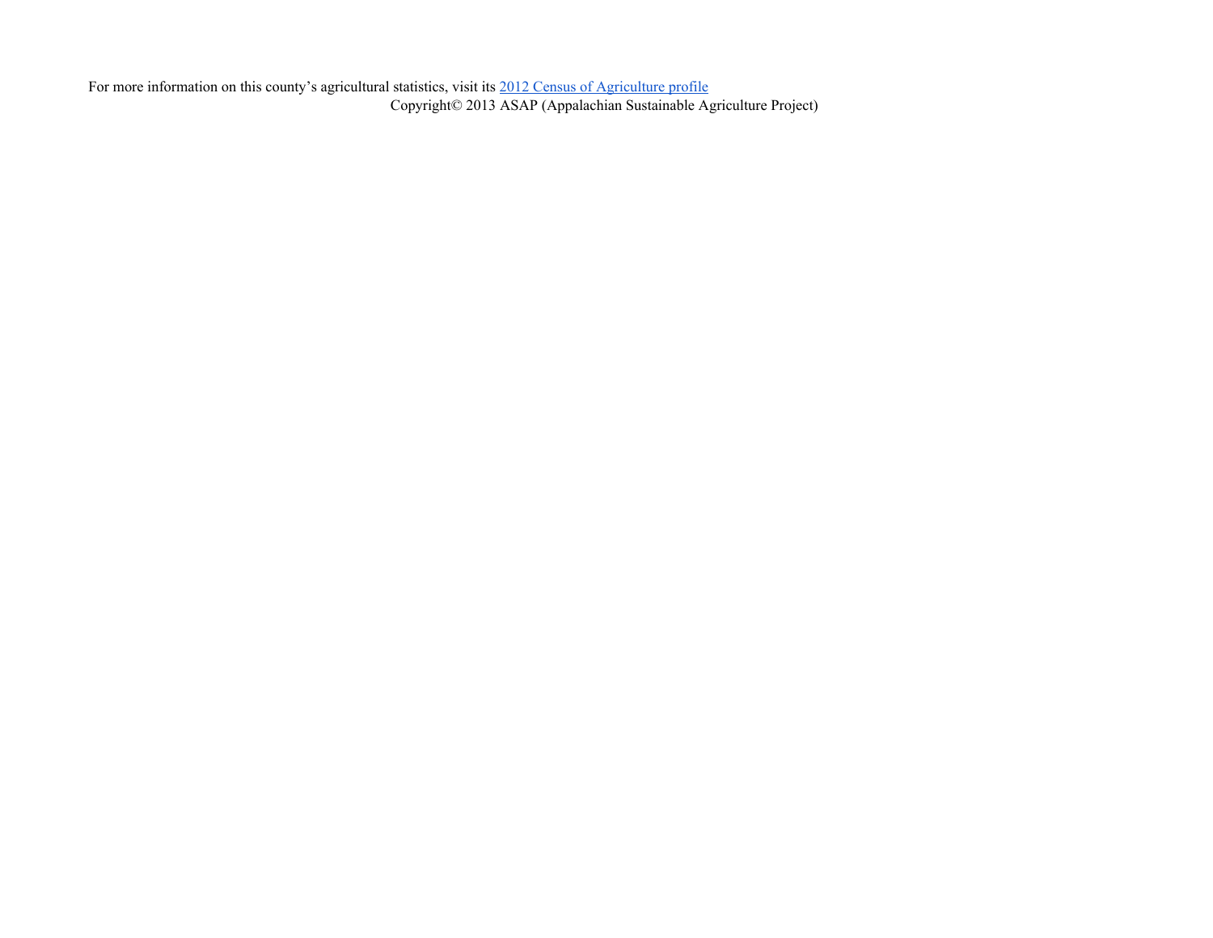For more information on this county's agricultural statistics, visit its [2012 Census of Agriculture profile]

Copyright© 2013 ASAP (Appalachian Sustainable Agriculture Project)